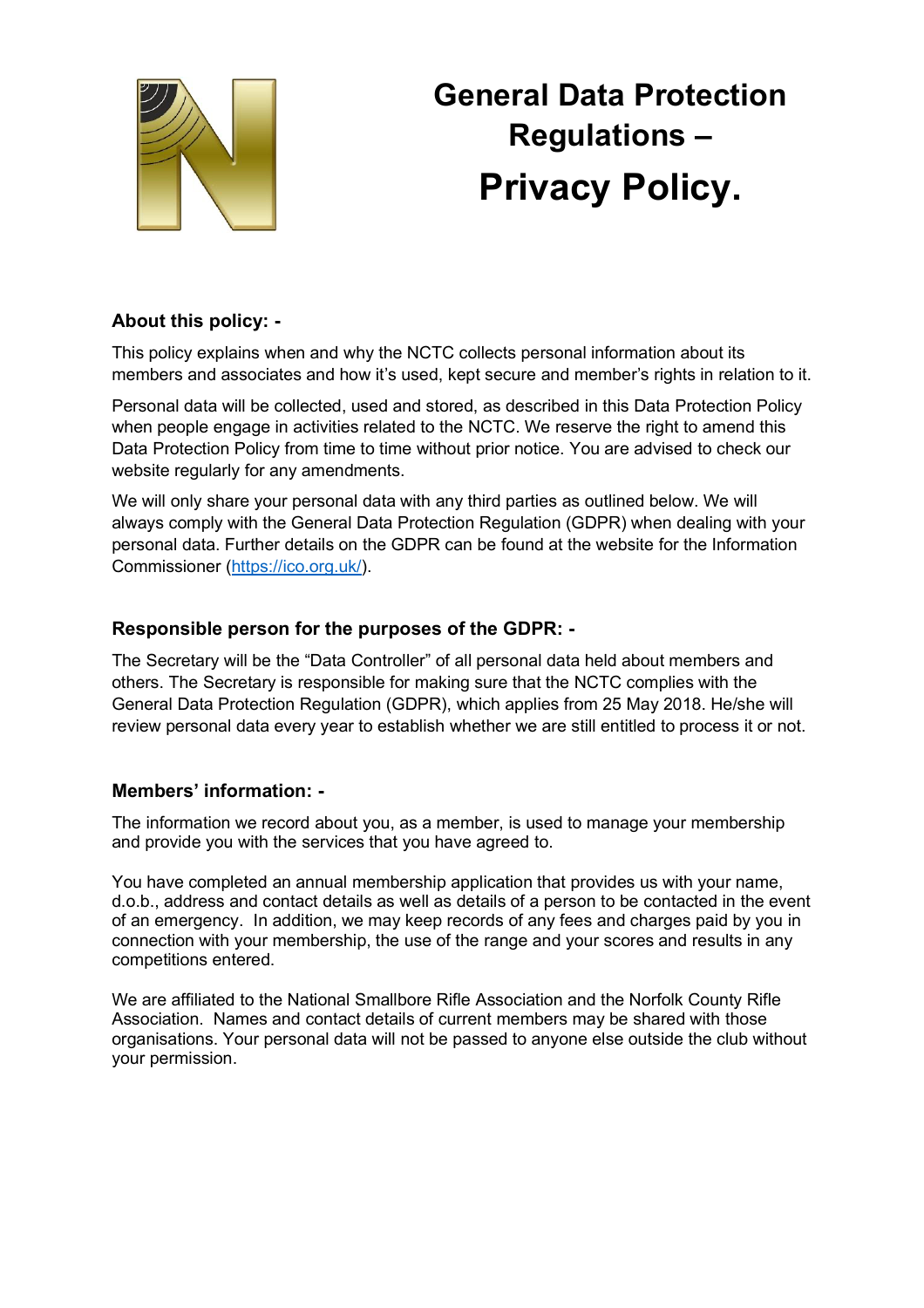# General Data Protection Regulations – Privacy Policy.

### About this policy: -

This policy explains when and why the NCTC collects personal information about its members and associates and how it's used, kept secure and member's rights in relation to it.

Personal data will be collected, used and stored, as described in this Data Protection Policy when people engage in activities related to the NCTC. We reserve the right to amend this Data Protection Policy from time to time without prior notice. You are advised to check our website regularly for any amendments.

We will only share your personal data with any third parties as outlined below. We will always comply with the General Data Protection Regulation (GDPR) when dealing with your personal data. Further details on the GDPR can be found at the website for the Information Commissioner (https://ico.org.uk/).

### Responsible person for the purposes of the GDPR: -

The Secretary will be the "Data Controller" of all personal data held about members and others. The Secretary is responsible for making sure that the NCTC complies with the General Data Protection Regulation (GDPR), which applies from 25 May 2018. He/she will review personal data every year to establish whether we are still entitled to process it or not.

### Members' information: -

The information we record about you, as a member, is used to manage your membership and provide you with the services that you have agreed to.

You have completed an annual membership application that provides us with your name, d.o.b., address and contact details as well as details of a person to be contacted in the event of an emergency. In addition, we may keep records of any fees and charges paid by you in connection with your membership, the use of the range and your scores and results in any competitions entered.

We are affiliated to the National Smallbore Rifle Association and the Norfolk County Rifle Association. Names and contact details of current members may be shared with those organisations. Your personal data will not be passed to anyone else outside the club without your permission.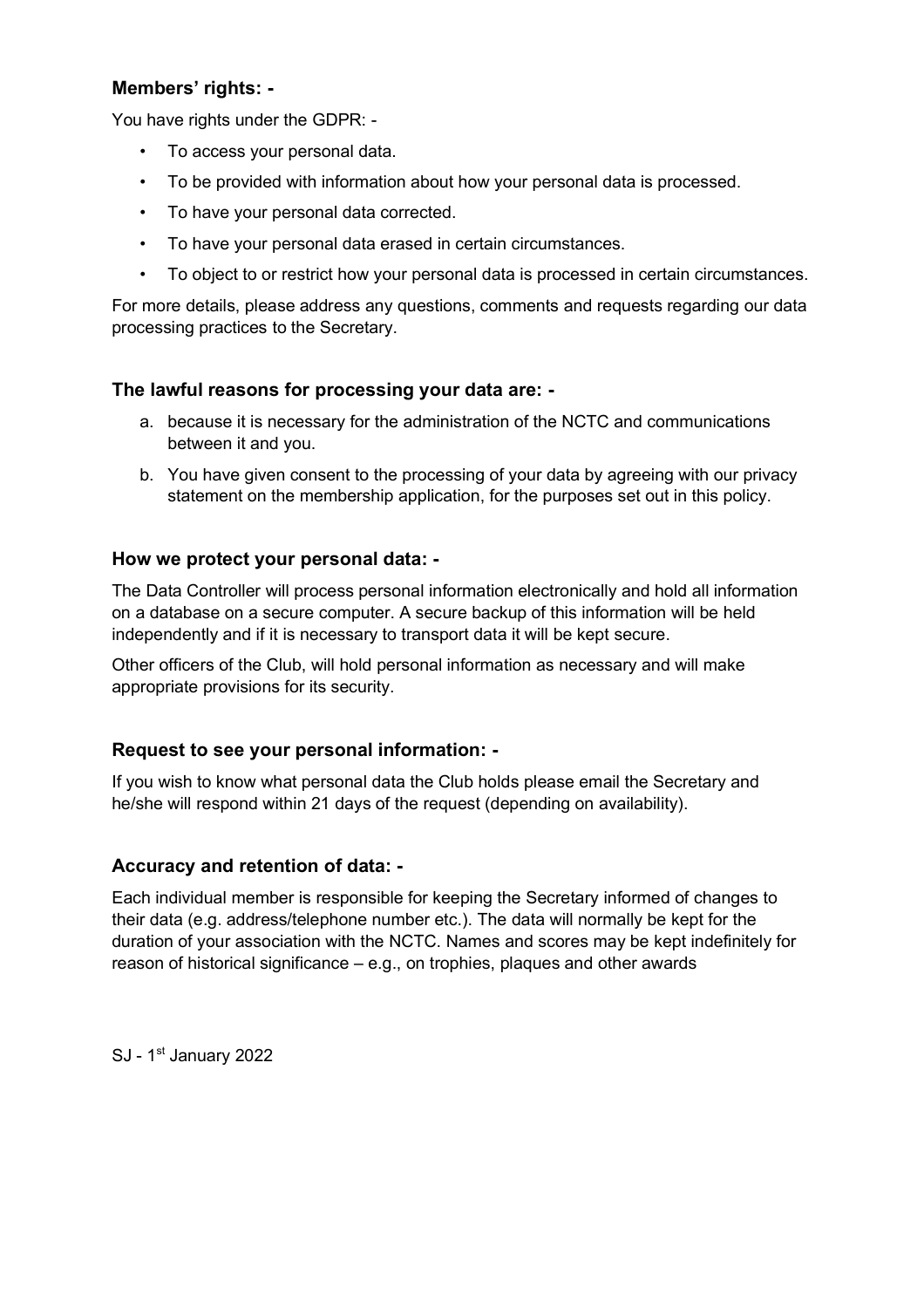## Members' rights: -

You have rights under the GDPR: -

- To access your personal data.
- To be provided with information about how your personal data is processed.
- To have your personal data corrected.
- To have your personal data erased in certain circumstances.
- To object to or restrict how your personal data is processed in certain circumstances.

For more details, please address any questions, comments and requests regarding our data processing practices to the Secretary.

## The lawful reasons for processing your data are: -

a. because it is necessary for the administration of the NCTC and communications between it and you.
b. You have given consent to the processing of your data by agreeing with our privacy statement on the membership application, for the purposes set out in this policy.

## How we protect your personal data: -

The Data Controller will process personal information electronically and hold all information on a database on a secure computer. A secure backup of this information will be held independently and if it is necessary to transport data it will be kept secure.

Other officers of the Club, will hold personal information as necessary and will make appropriate provisions for its security.

## Request to see your personal information: -

If you wish to know what personal data the Club holds please email the Secretary and he/she will respond within 21 days of the request (depending on availability).

## Accuracy and retention of data: -

Each individual member is responsible for keeping the Secretary informed of changes to their data (e.g. address/telephone number etc.). The data will normally be kept for the duration of your association with the NCTC. Names and scores may be kept indefinitely for reason of historical significance – e.g., on trophies, plaques and other awards

SJ - 1st January 2022